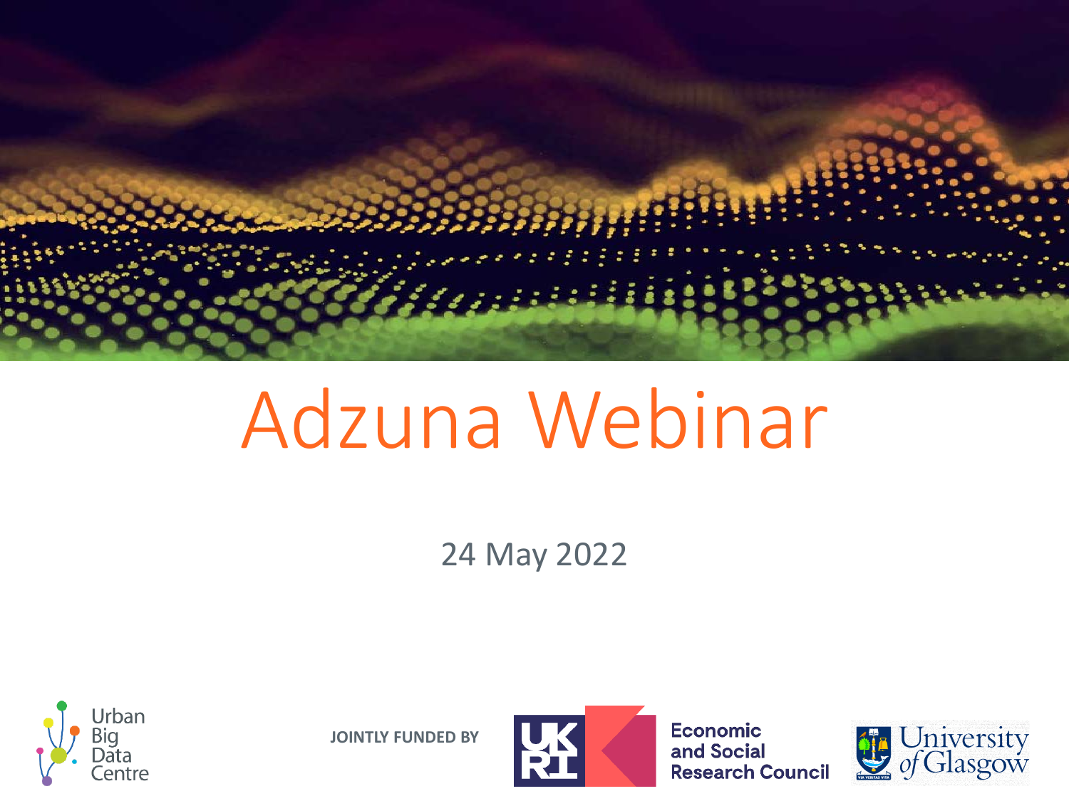# Adzuna Webinar

24 May 2022

Urban Big Data Centre

JOINTLY FUNDED BY

UKRI Economic and Social Research Council

University of Glasgow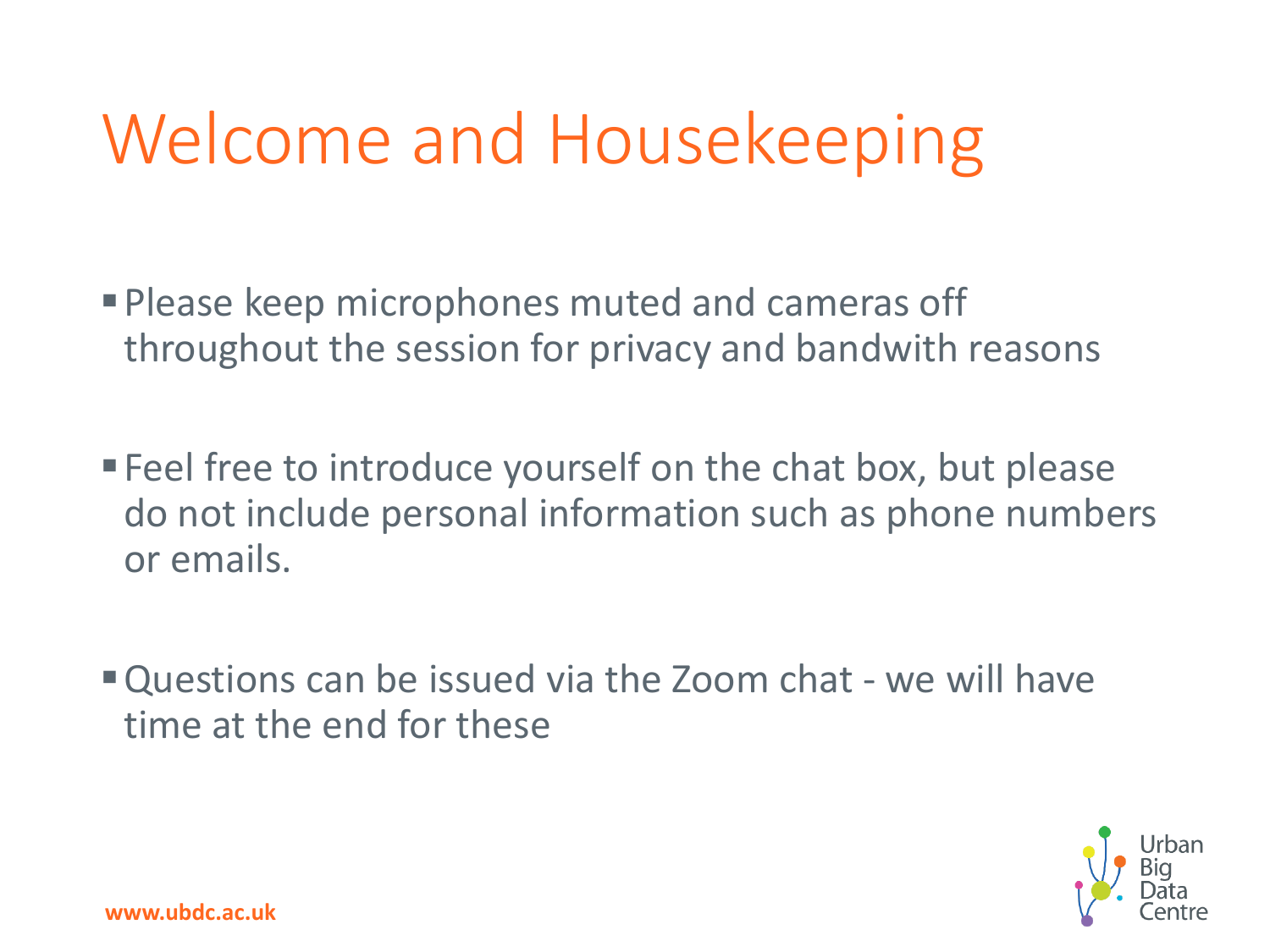# Welcome and Housekeeping

- Please keep microphones muted and cameras off throughout the session for privacy and bandwith reasons

- Feel free to introduce yourself on the chat box, but please do not include personal information such as phone numbers or emails.

- Questions can be issued via the Zoom chat - we will have time at the end for these

www.ubdc.ac.uk

Urban Big Data Centre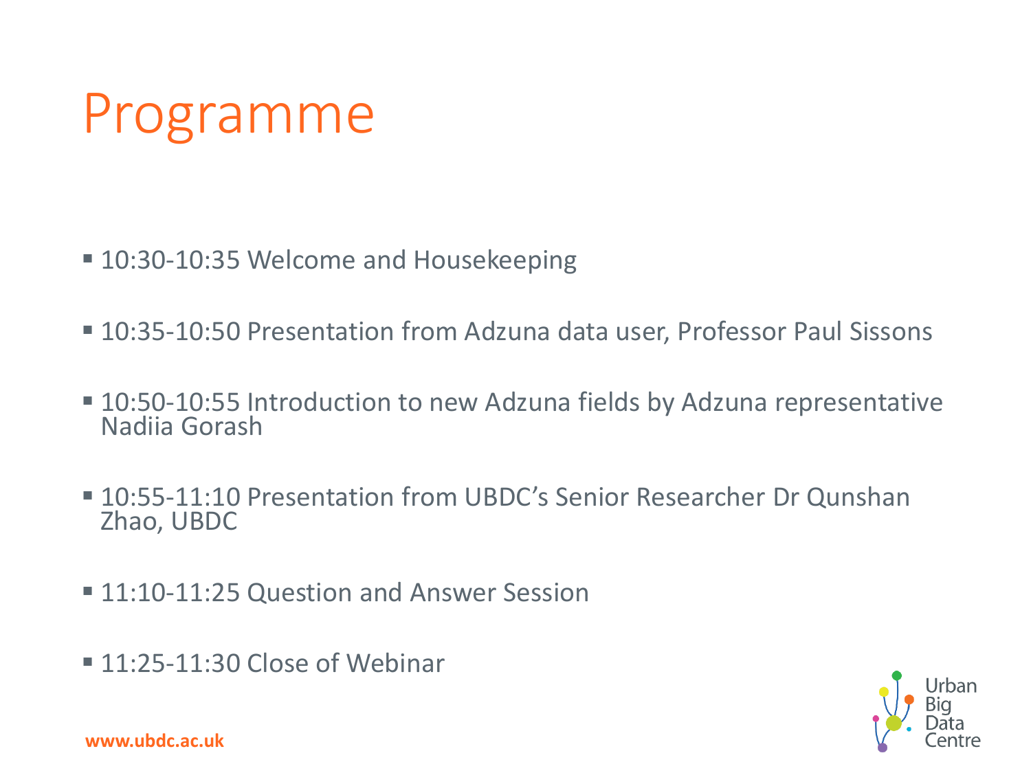# Programme

- 10:30-10:35 Welcome and Housekeeping
- 10:35-10:50 Presentation from Adzuna data user, Professor Paul Sissons
- 10:50-10:55 Introduction to new Adzuna fields by Adzuna representative Nadiia Gorash
- 10:55-11:10 Presentation from UBDC's Senior Researcher Dr Qunshan Zhao, UBDC
- 11:10-11:25 Question and Answer Session
- 11:25-11:30 Close of Webinar

www.ubdc.ac.uk

Urban Big Data Centre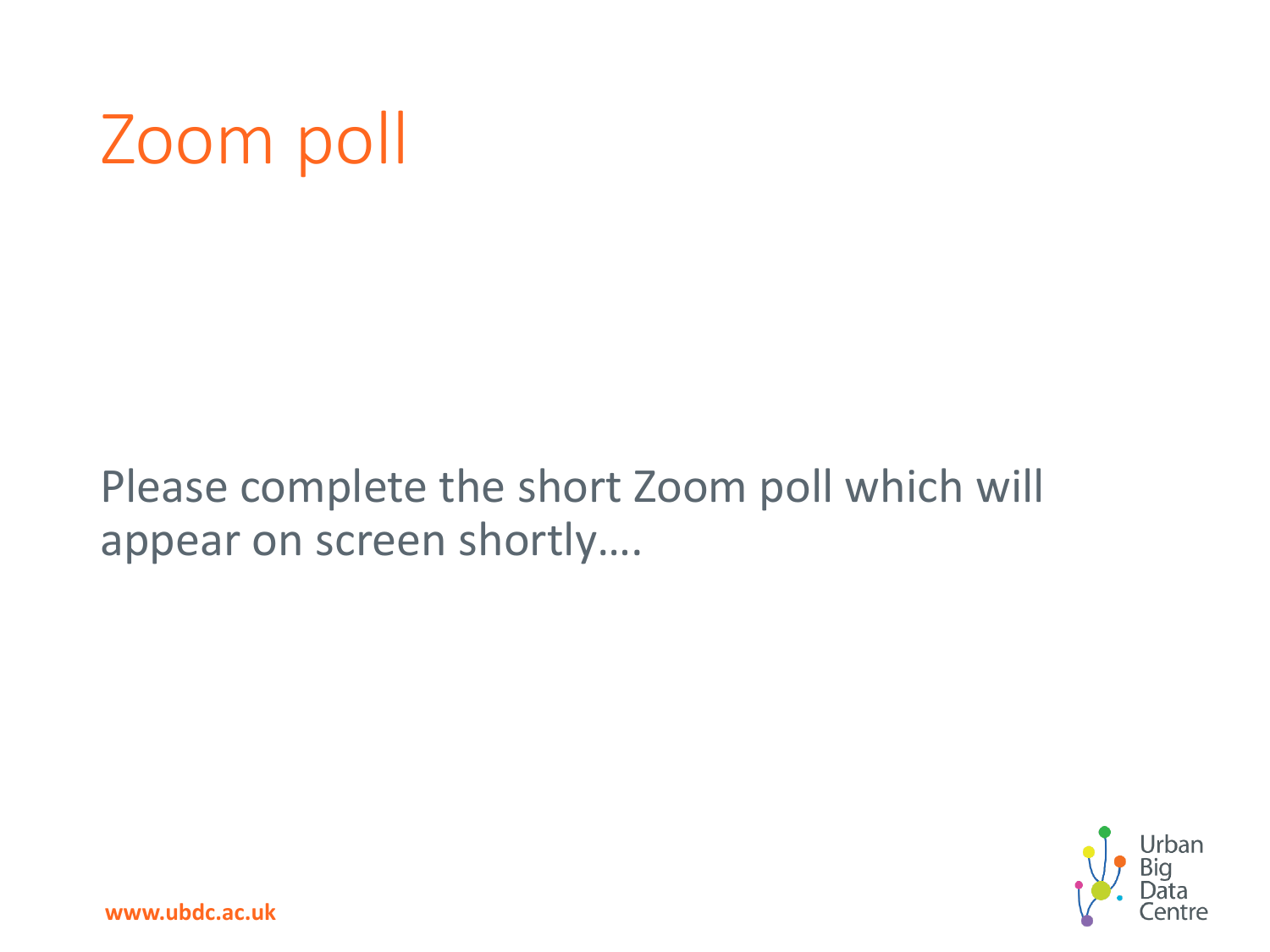# Zoom poll

Please complete the short Zoom poll which will appear on screen shortly….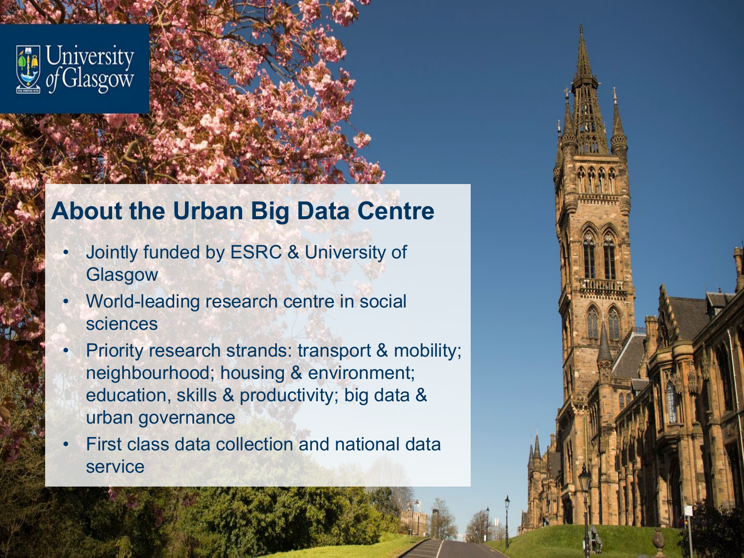## About the Urban Big Data Centre

- Jointly funded by ESRC & University of Glasgow
- World-leading research centre in social sciences
- Priority research strands: transport & mobility; neighbourhood; housing & environment; education, skills & productivity; big data & urban governance
- First class data collection and national data service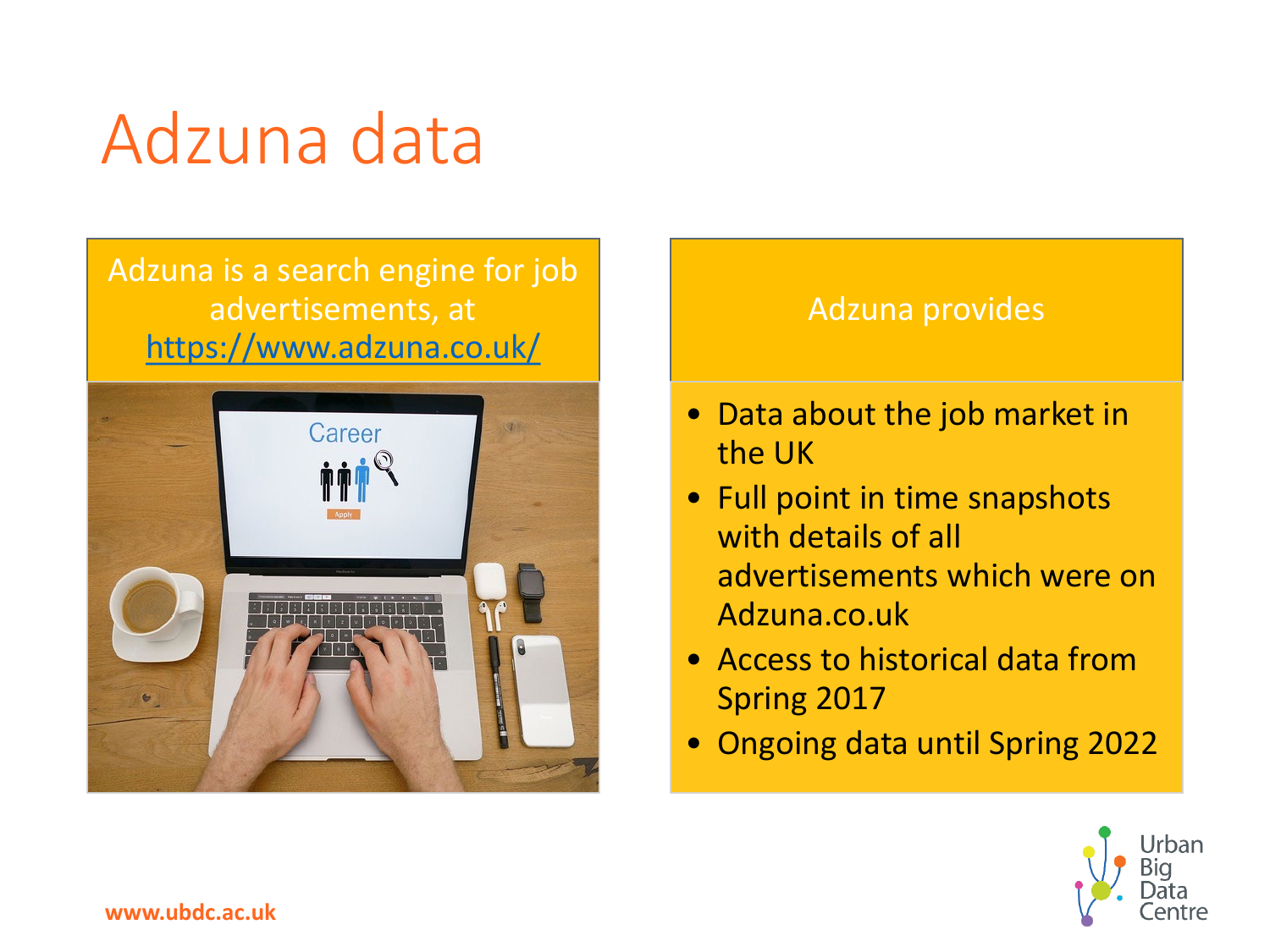# Adzuna data

Adzuna is a search engine for job advertisements, at https://www.adzuna.co.uk/

Adzuna provides

- Data about the job market in the UK
- Full point in time snapshots with details of all advertisements which were on Adzuna.co.uk
- Access to historical data from Spring 2017
- Ongoing data until Spring 2022

www.ubdc.ac.uk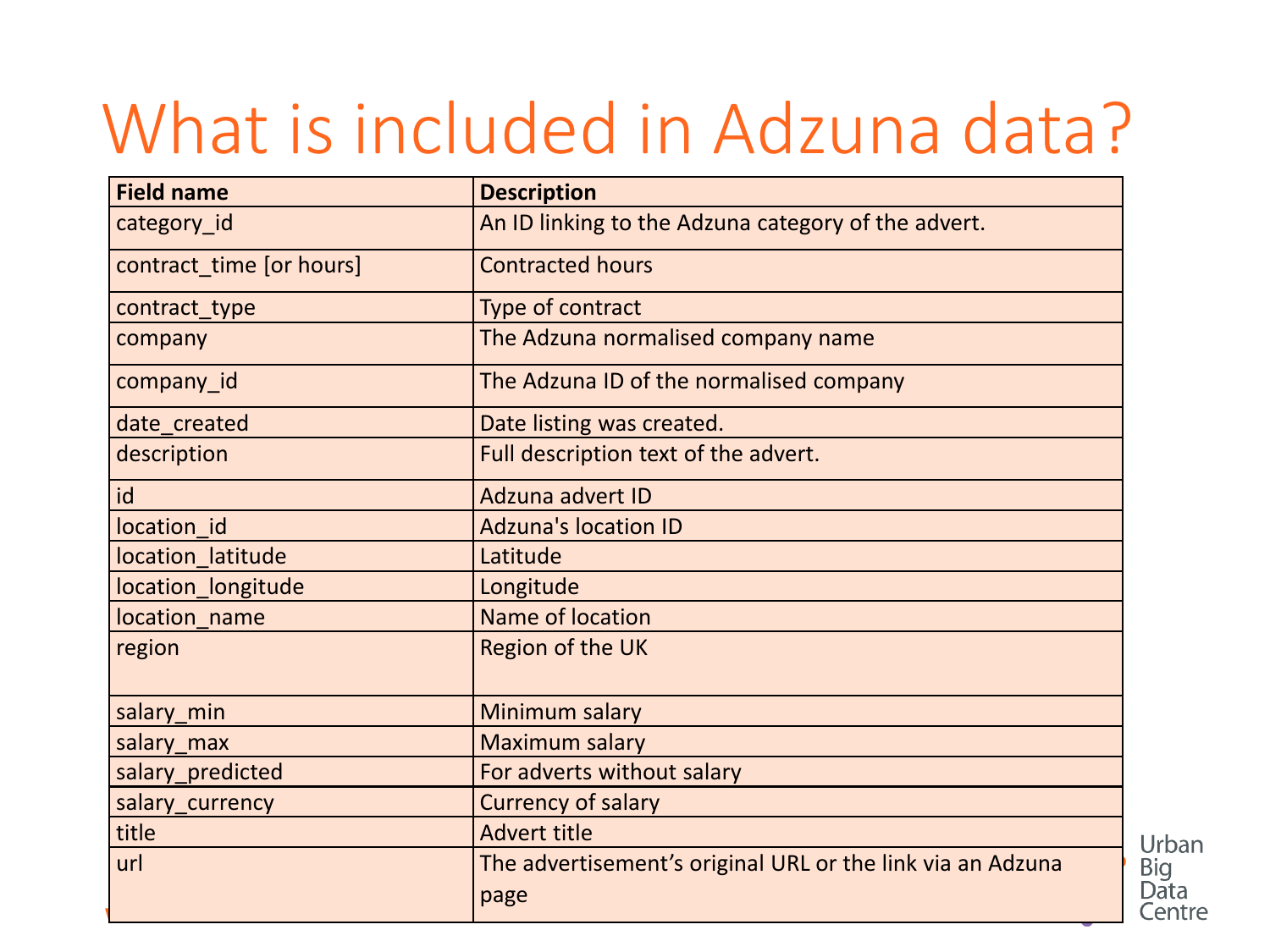# What is included in Adzuna data?

| Field name | Description |
| --- | --- |
| category_id | An ID linking to the Adzuna category of the advert. |
| contract_time [or hours] | Contracted hours |
| contract_type | Type of contract |
| company | The Adzuna normalised company name |
| company_id | The Adzuna ID of the normalised company |
| date_created | Date listing was created. |
| description | Full description text of the advert. |
| id | Adzuna advert ID |
| location_id | Adzuna's location ID |
| location_latitude | Latitude |
| location_longitude | Longitude |
| location_name | Name of location |
| region | Region of the UK |
| salary_min | Minimum salary |
| salary_max | Maximum salary |
| salary_predicted | For adverts without salary |
| salary_currency | Currency of salary |
| title | Advert title |
| url | The advertisement's original URL or the link via an Adzuna page |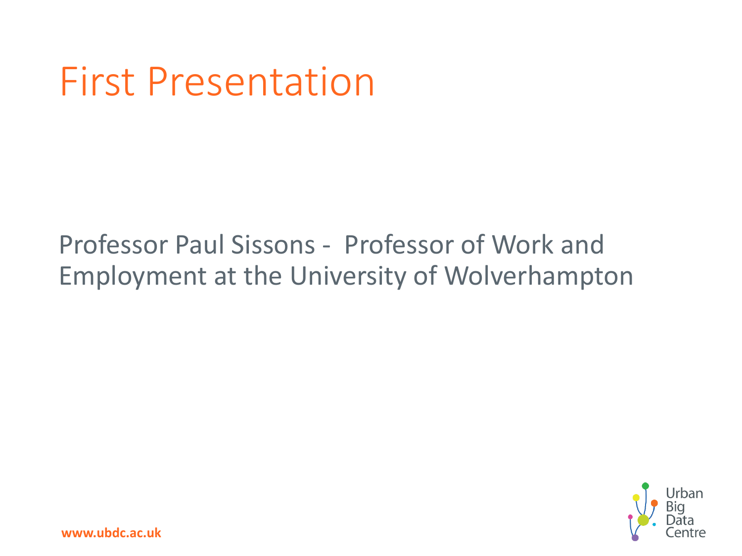# First Presentation

Professor Paul Sissons - Professor of Work and Employment at the University of Wolverhampton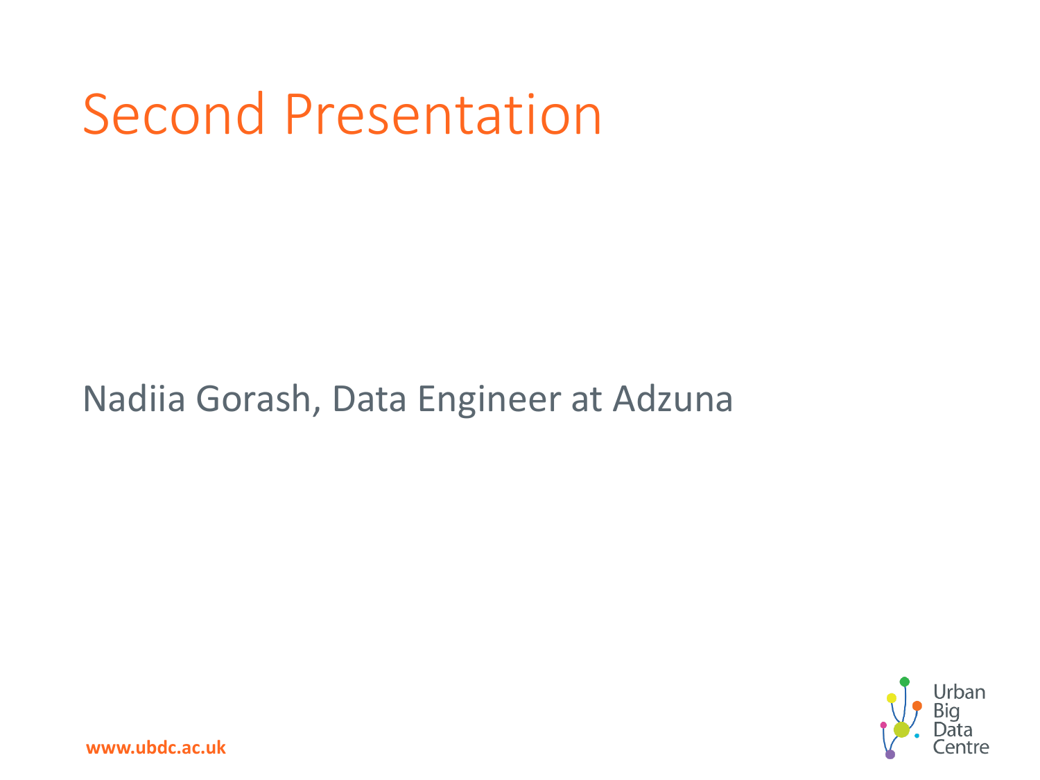# Second Presentation

Nadiia Gorash, Data Engineer at Adzuna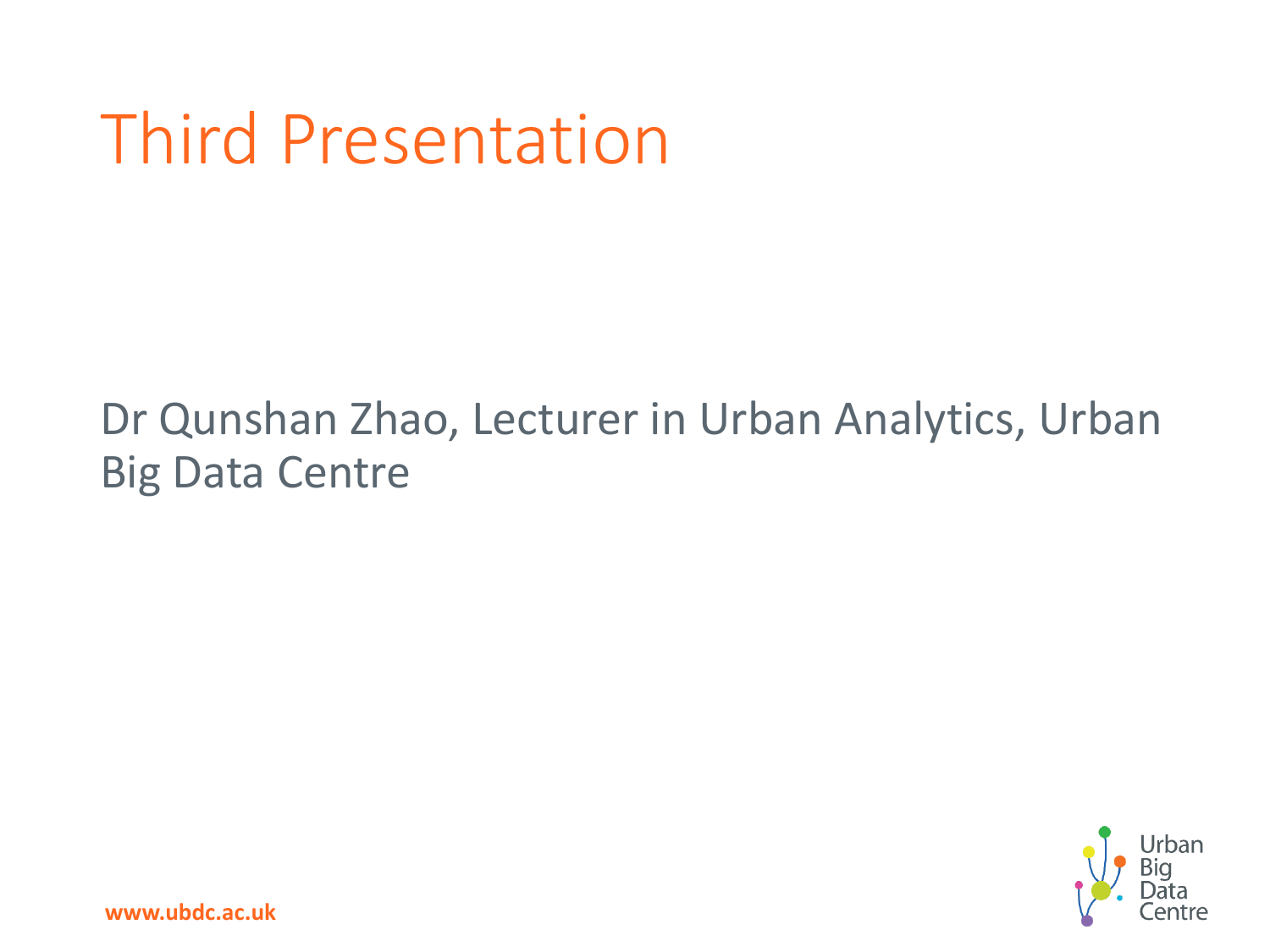# Third Presentation

Dr Qunshan Zhao, Lecturer in Urban Analytics, Urban Big Data Centre

www.ubdc.ac.uk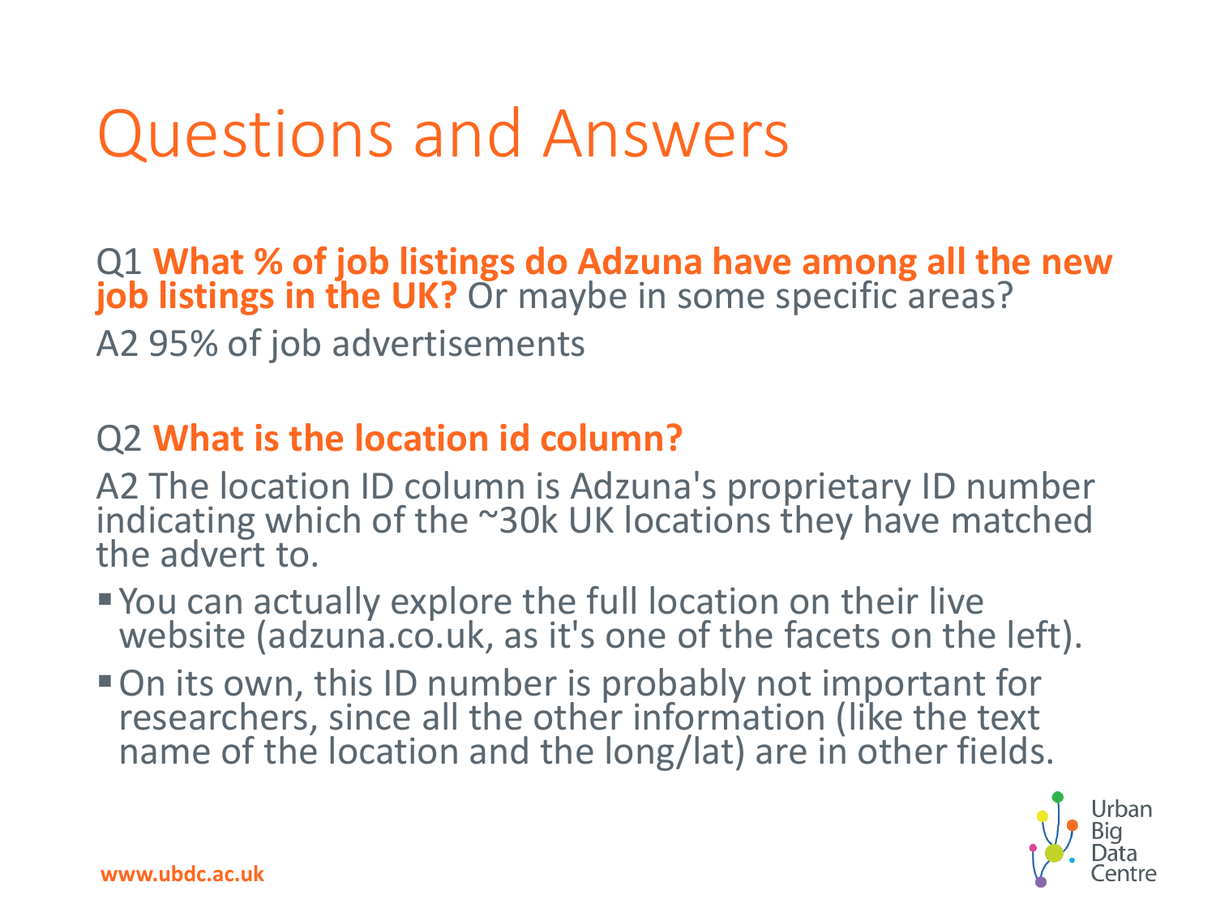# Questions and Answers

Q1 **What % of job listings do Adzuna have among all the new job listings in the UK?** Or maybe in some specific areas?

A2 95% of job advertisements

Q2 **What is the location id column?**

A2 The location ID column is Adzuna's proprietary ID number indicating which of the ~30k UK locations they have matched the advert to.

- You can actually explore the full location on their live website (adzuna.co.uk, as it's one of the facets on the left).
- On its own, this ID number is probably not important for researchers, since all the other information (like the text name of the location and the long/lat) are in other fields.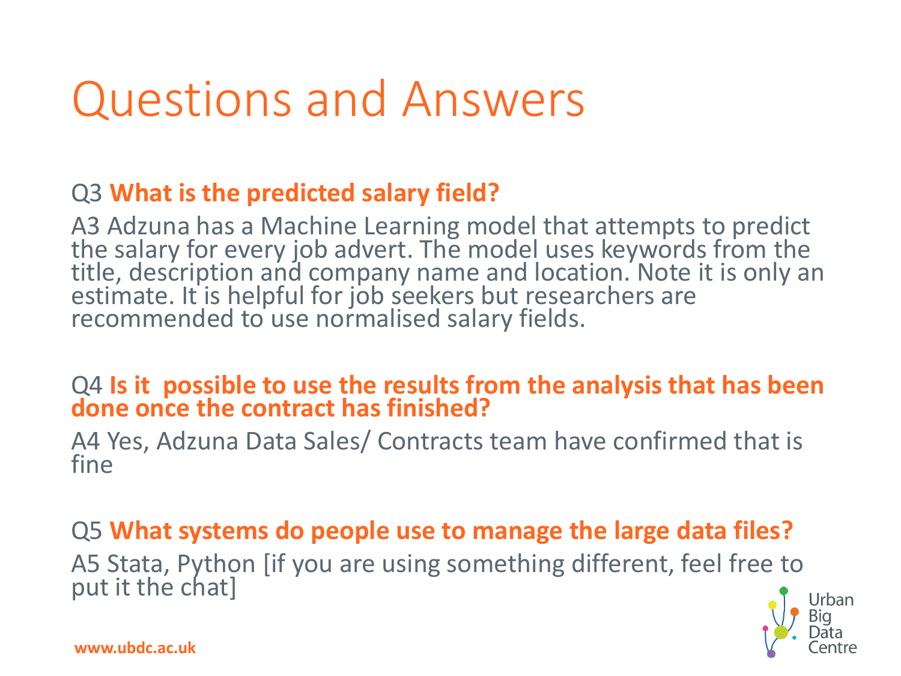# Questions and Answers

Q3 **What is the predicted salary field?**

A3 Adzuna has a Machine Learning model that attempts to predict the salary for every job advert. The model uses keywords from the title, description and company name and location. Note it is only an estimate. It is helpful for job seekers but researchers are recommended to use normalised salary fields.

Q4 **Is it possible to use the results from the analysis that has been done once the contract has finished?**

A4 Yes, Adzuna Data Sales/ Contracts team have confirmed that is fine

Q5 **What systems do people use to manage the large data files?**

A5 Stata, Python [if you are using something different, feel free to put it the chat]

www.ubdc.ac.uk

Urban Big Data Centre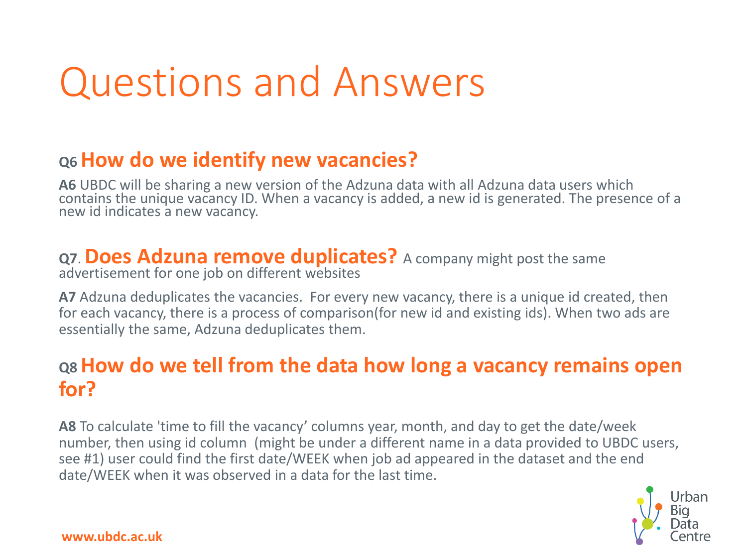# Questions and Answers

## Q6 How do we identify new vacancies?

**A6** UBDC will be sharing a new version of the Adzuna data with all Adzuna data users which contains the unique vacancy ID. When a vacancy is added, a new id is generated. The presence of a new id indicates a new vacancy.

## Q7. Does Adzuna remove duplicates?

A company might post the same advertisement for one job on different websites

**A7** Adzuna deduplicates the vacancies. For every new vacancy, there is a unique id created, then for each vacancy, there is a process of comparison(for new id and existing ids). When two ads are essentially the same, Adzuna deduplicates them.

## Q8 How do we tell from the data how long a vacancy remains open for?

**A8** To calculate 'time to fill the vacancy' columns year, month, and day to get the date/week number, then using id column (might be under a different name in a data provided to UBDC users, see #1) user could find the first date/WEEK when job ad appeared in the dataset and the end date/WEEK when it was observed in a data for the last time.

www.ubdc.ac.uk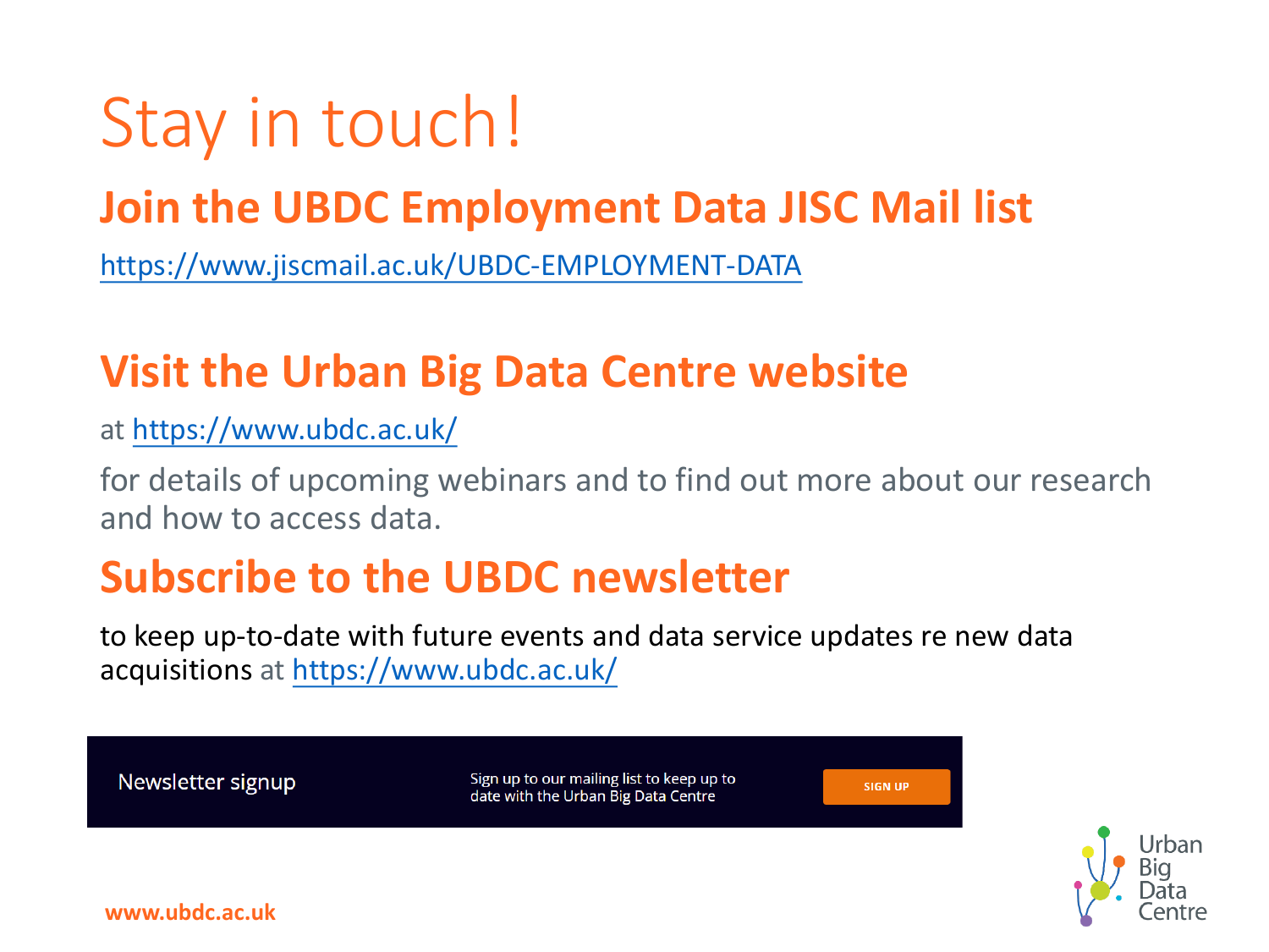# Stay in touch!

## Join the UBDC Employment Data JISC Mail list

https://www.jiscmail.ac.uk/UBDC-EMPLOYMENT-DATA

## Visit the Urban Big Data Centre website

at https://www.ubdc.ac.uk/

for details of upcoming webinars and to find out more about our research and how to access data.

## Subscribe to the UBDC newsletter

to keep up-to-date with future events and data service updates re new data acquisitions at https://www.ubdc.ac.uk/

Newsletter signup

Sign up to our mailing list to keep up to date with the Urban Big Data Centre

SIGN UP

www.ubdc.ac.uk

Urban Big Data Centre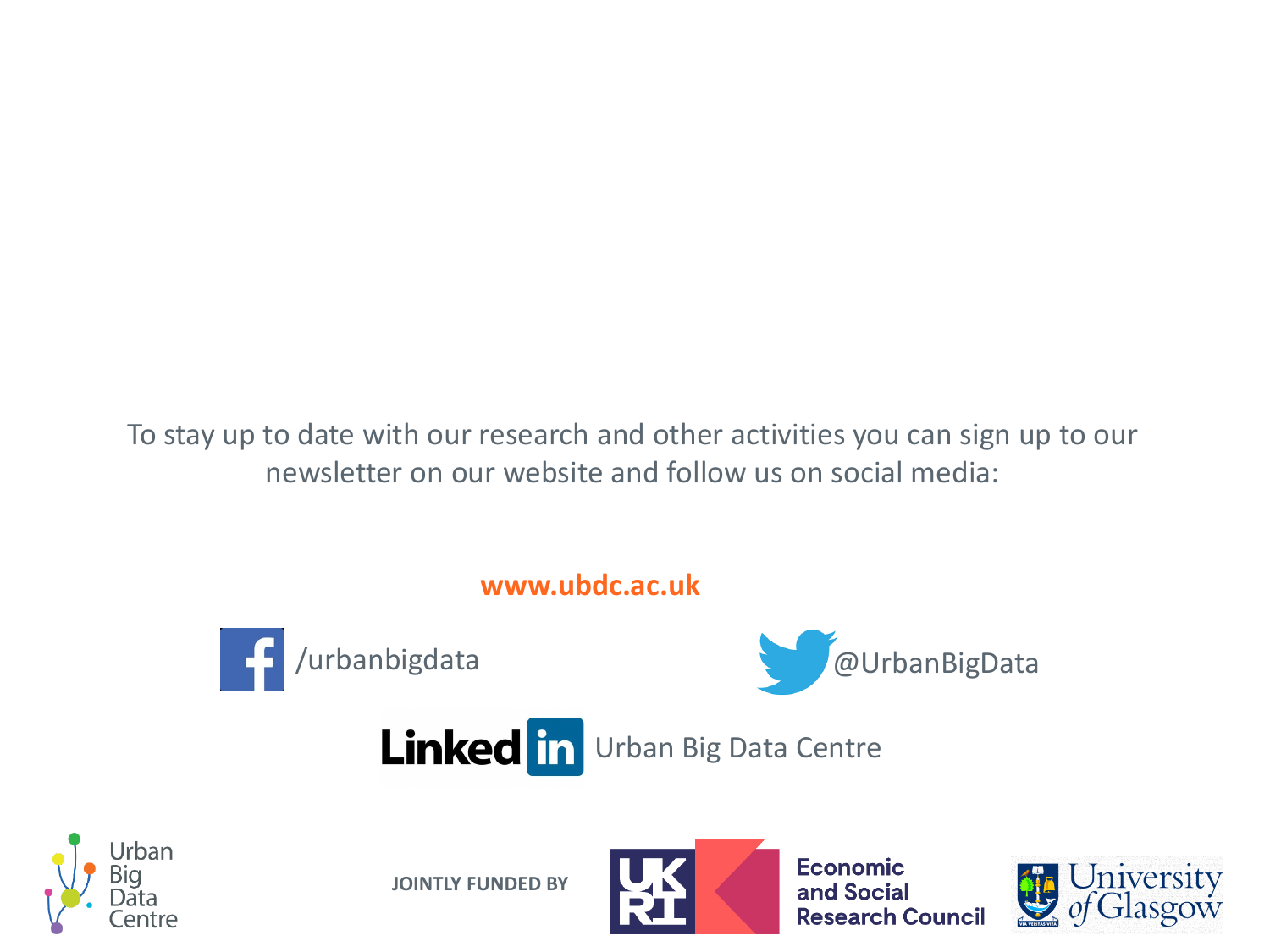To stay up to date with our research and other activities you can sign up to our newsletter on our website and follow us on social media:

**www.ubdc.ac.uk**

/urbanbigdata

@UrbanBigData

Urban Big Data Centre

Urban Big Data Centre

JOINTLY FUNDED BY

Economic and Social Research Council

University of Glasgow